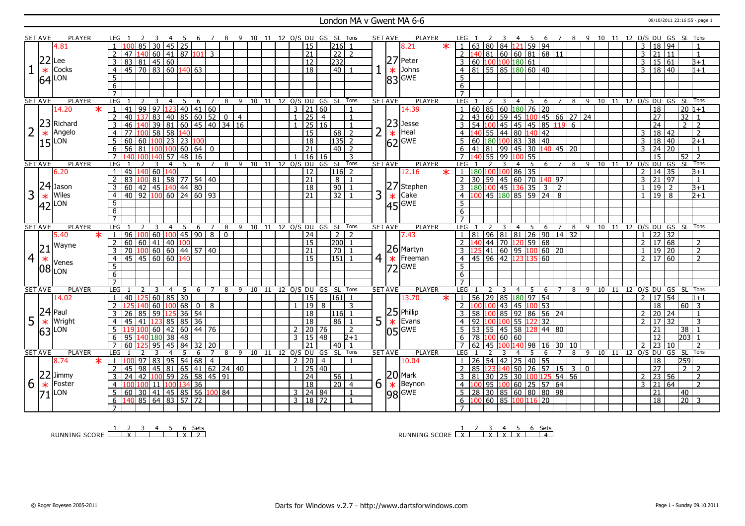# London MA v Gwent MA 6-6

09/10/2011 22:16:55 - page 1

| SET | AVE | PLAYER | LEG | 1 | 2 | 3 | 4 | 5 | 6 | 7 | 8 | 9 | 10 | 11 | 12 | O/S | DU | GS | SL | Tons |
|---|---|---|---|---|---|---|---|---|---|---|---|---|---|---|---|---|---|---|---|---|
| 1 | 22.64 | Lee Cocks LON (4.81) | 1 | 100 | 85 | 30 | 45 | 25 | | | | | | | | | 15 | | 216 | 1 |
| | | | 2 | 47 | 140 | 60 | 41 | 87 | 101 | 3 | | | | | | | 21 | | 22 | 2 |
| | | | 3 | 83 | 81 | 45 | 60 | | | | | | | | | | 12 | | 232 | |
| | | | 4 | 45 | 70 | 83 | 60 | 140 | 63 | | | | | | | | 18 | | 40 | 1 |

| SET | AVE | PLAYER | LEG | 1 | 2 | 3 | 4 | 5 | 6 | 7 | 8 | 9 | 10 | 11 | 12 | O/S | DU | GS | SL | Tons |
|---|---|---|---|---|---|---|---|---|---|---|---|---|---|---|---|---|---|---|---|---|
| 1 | 27.83 | Peter Johns GWE (8.21) * | 1 | 63 | 80 | 84 | 121 | 59 | 94 | | | | | | | 3 | 18 | 94 | | 1 |
| | | | 2 | 140 | 81 | 60 | 60 | 81 | 68 | 11 | | | | | | 3 | 21 | 11 | | 1 |
| | | | 3 | 60 | 100 | 100 | 180 | 61 | | | | | | | | 3 | 15 | 61 | | 3+1 |
| | | | 4 | 81 | 55 | 85 | 180 | 60 | 40 | | | | | | | 3 | 18 | 40 | | 1+1 |

| SET | AVE | PLAYER | LEG | 1 | 2 | 3 | 4 | 5 | 6 | 7 | 8 | 9 | 10 | 11 | 12 | O/S | DU | GS | SL | Tons |
|---|---|---|---|---|---|---|---|---|---|---|---|---|---|---|---|---|---|---|---|---|
| 2 | 23.15 | Richard Angelo LON (14.20) * | 1 | 41 | 99 | 97 | 123 | 40 | 41 | 60 | | | | | | 3 | 21 | 60 | | 1 |
| | | | 2 | 40 | 137 | 83 | 40 | 85 | 60 | 52 | 0 | 4 | | | | 1 | 25 | 4 | | 1 |
| | | | 3 | 46 | 140 | 39 | 81 | 60 | 45 | 40 | 34 | 16 | | | | 1 | 25 | 16 | | 1 |
| | | | 4 | 77 | 100 | 58 | 58 | 140 | | | | | | | | | 15 | | 68 | 2 |
| | | | 5 | 60 | 60 | 100 | 23 | 23 | 100 | | | | | | | | 18 | | 135 | 2 |
| | | | 6 | 56 | 81 | 100 | 100 | 60 | 64 | 0 | | | | | | | 21 | | 40 | 2 |
| | | | 7 | 140 | 100 | 140 | 57 | 48 | 16 | | | | | | | 1 | 16 | 16 | | 3 |

| SET | AVE | PLAYER | LEG | 1 | 2 | 3 | 4 | 5 | 6 | 7 | 8 | 9 | 10 | 11 | 12 | O/S | DU | GS | SL | Tons |
|---|---|---|---|---|---|---|---|---|---|---|---|---|---|---|---|---|---|---|---|---|
| 2 | 23.62 | Jesse Heal GWE (14.39) | 1 | 60 | 85 | 60 | 180 | 76 | 20 | | | | | | | | 18 | | 20 | 1+1 |
| | | | 2 | 43 | 60 | 59 | 45 | 100 | 45 | 66 | 27 | 24 | | | | | 27 | | 32 | 1 |
| | | | 3 | 54 | 100 | 45 | 45 | 45 | 85 | 119 | 6 | | | | | | 24 | | 2 | 2 |
| | | | 4 | 140 | 55 | 44 | 80 | 140 | 42 | | | | | | | 3 | 18 | 42 | | 2 |
| | | | 5 | 60 | 180 | 100 | 83 | 38 | 40 | | | | | | | 3 | 18 | 40 | | 2+1 |
| | | | 6 | 41 | 81 | 99 | 45 | 30 | 140 | 45 | 20 | | | | | 3 | 24 | 20 | | 1 |
| | | | 7 | 140 | 55 | 99 | 100 | 55 | | | | | | | | | 15 | | 52 | 2 |

| SET | AVE | PLAYER | LEG | 1 | 2 | 3 | 4 | 5 | 6 | 7 | 8 | 9 | 10 | 11 | 12 | O/S | DU | GS | SL | Tons |
|---|---|---|---|---|---|---|---|---|---|---|---|---|---|---|---|---|---|---|---|---|
| 3 | 24.42 | Jason Wiles LON (6.20) | 1 | 45 | 140 | 60 | 140 | | | | | | | | | | 12 | | 116 | 2 |
| | | | 2 | 83 | 100 | 81 | 58 | 77 | 54 | 40 | | | | | | | 21 | | 8 | 1 |
| | | | 3 | 60 | 42 | 45 | 140 | 44 | 80 | | | | | | | | 18 | | 90 | 1 |
| | | | 4 | 40 | 92 | 100 | 60 | 24 | 60 | 93 | | | | | | | 21 | | 32 | 1 |

| SET | AVE | PLAYER | LEG | 1 | 2 | 3 | 4 | 5 | 6 | 7 | 8 | 9 | 10 | 11 | 12 | O/S | DU | GS | SL | Tons |
|---|---|---|---|---|---|---|---|---|---|---|---|---|---|---|---|---|---|---|---|---|
| 3 | 27.45 | Stephen Cake GWE (12.16) * | 1 | 180 | 100 | 100 | 86 | 35 | | | | | | | | 2 | 14 | 35 | | 3+1 |
| | | | 2 | 30 | 59 | 45 | 60 | 70 | 140 | 97 | | | | | | 3 | 21 | 97 | | 1 |
| | | | 3 | 180 | 100 | 45 | 136 | 35 | 3 | 2 | | | | | | 1 | 19 | 2 | | 3+1 |
| | | | 4 | 100 | 45 | 180 | 85 | 59 | 24 | 8 | | | | | | 1 | 19 | 8 | | 2+1 |

| SET | AVE | PLAYER | LEG | 1 | 2 | 3 | 4 | 5 | 6 | 7 | 8 | 9 | 10 | 11 | 12 | O/S | DU | GS | SL | Tons |
|---|---|---|---|---|---|---|---|---|---|---|---|---|---|---|---|---|---|---|---|---|
| 4 | 21.08 | Wayne Venes LON (5.40) * | 1 | 96 | 100 | 60 | 100 | 45 | 90 | 8 | 0 | | | | | | 24 | | 2 | 2 |
| | | | 2 | 60 | 60 | 41 | 40 | 100 | | | | | | | | | 15 | | 200 | 1 |
| | | | 3 | 70 | 100 | 60 | 60 | 44 | 57 | 40 | | | | | | | 21 | | 70 | 1 |
| | | | 4 | 45 | 45 | 60 | 60 | 140 | | | | | | | | | 15 | | 151 | 1 |

| SET | AVE | PLAYER | LEG | 1 | 2 | 3 | 4 | 5 | 6 | 7 | 8 | 9 | 10 | 11 | 12 | O/S | DU | GS | SL | Tons |
|---|---|---|---|---|---|---|---|---|---|---|---|---|---|---|---|---|---|---|---|---|
| 4 | 26.72 | Martyn Freeman GWE (7.43) | 1 | 81 | 96 | 81 | 81 | 26 | 90 | 14 | 32 | | | | | 1 | 22 | 32 | | |
| | | | 2 | 140 | 44 | 70 | 120 | 59 | 68 | | | | | | | 2 | 17 | 68 | | 2 |
| | | | 3 | 125 | 41 | 60 | 95 | 100 | 60 | 20 | | | | | | 1 | 19 | 20 | | 2 |
| | | | 4 | 45 | 96 | 42 | 123 | 135 | 60 | | | | | | | 2 | 17 | 60 | | 2 |

| SET | AVE | PLAYER | LEG | 1 | 2 | 3 | 4 | 5 | 6 | 7 | 8 | 9 | 10 | 11 | 12 | O/S | DU | GS | SL | Tons |
|---|---|---|---|---|---|---|---|---|---|---|---|---|---|---|---|---|---|---|---|---|
| 5 | 24.63 | Paul Wright LON (14.02) | 1 | 40 | 125 | 60 | 85 | 30 | | | | | | | | | 15 | | 161 | 1 |
| | | | 2 | 125 | 140 | 60 | 100 | 68 | 0 | 8 | | | | | | 1 | 19 | 8 | | 3 |
| | | | 3 | 26 | 85 | 59 | 125 | 36 | 54 | | | | | | | | 18 | | 116 | 1 |
| | | | 4 | 45 | 41 | 123 | 85 | 85 | 36 | | | | | | | | 18 | | 86 | 1 |
| | | | 5 | 119 | 100 | 60 | 42 | 60 | 44 | 76 | | | | | | 2 | 20 | 76 | | 2 |
| | | | 6 | 95 | 140 | 180 | 38 | 48 | | | | | | | | 3 | 15 | 48 | | 2+1 |
| | | | 7 | 60 | 125 | 95 | 45 | 84 | 32 | 20 | | | | | | | 21 | | 40 | 1 |

| SET | AVE | PLAYER | LEG | 1 | 2 | 3 | 4 | 5 | 6 | 7 | 8 | 9 | 10 | 11 | 12 | O/S | DU | GS | SL | Tons |
|---|---|---|---|---|---|---|---|---|---|---|---|---|---|---|---|---|---|---|---|---|
| 5 | 25.05 | Phillip Evans GWE (13.70) * | 1 | 56 | 29 | 85 | 180 | 97 | 54 | | | | | | | 2 | 17 | 54 | | 1+1 |
| | | | 2 | 100 | 100 | 43 | 45 | 100 | 53 | | | | | | | | 18 | | 60 | 3 |
| | | | 3 | 58 | 100 | 85 | 92 | 86 | 56 | 24 | | | | | | 2 | 20 | 24 | | 1 |
| | | | 4 | 92 | 100 | 100 | 55 | 122 | 32 | | | | | | | 2 | 17 | 32 | | 3 |
| | | | 5 | 53 | 55 | 45 | 58 | 128 | 44 | 80 | | | | | | | 21 | | 38 | 1 |
| | | | 6 | 78 | 100 | 60 | 60 | | | | | | | | | | 12 | | 203 | 1 |
| | | | 7 | 62 | 45 | 100 | 140 | 98 | 16 | 30 | 10 | | | | | 2 | 23 | 10 | | 2 |

| SET | AVE | PLAYER | LEG | 1 | 2 | 3 | 4 | 5 | 6 | 7 | 8 | 9 | 10 | 11 | 12 | O/S | DU | GS | SL | Tons |
|---|---|---|---|---|---|---|---|---|---|---|---|---|---|---|---|---|---|---|---|---|
| 6 | 22.71 | Jimmy Foster LON (8.74) * | 1 | 100 | 97 | 83 | 95 | 54 | 68 | 4 | | | | | | 2 | 20 | 4 | | 1 |
| | | | 2 | 45 | 98 | 45 | 81 | 65 | 41 | 62 | 24 | 40 | | | | 1 | 25 | 40 | | |
| | | | 3 | 24 | 42 | 100 | 59 | 26 | 58 | 45 | 91 | | | | | | 24 | | 56 | 1 |
| | | | 4 | 100 | 100 | 11 | 100 | 134 | 36 | | | | | | | | 18 | | 20 | 4 |
| | | | 5 | 60 | 30 | 41 | 45 | 85 | 56 | 100 | 84 | | | | | 3 | 24 | 84 | | 1 |
| | | | 6 | 140 | 85 | 64 | 83 | 57 | 72 | | | | | | | 3 | 18 | 72 | | 1 |

| SET | AVE | PLAYER | LEG | 1 | 2 | 3 | 4 | 5 | 6 | 7 | 8 | 9 | 10 | 11 | 12 | O/S | DU | GS | SL | Tons |
|---|---|---|---|---|---|---|---|---|---|---|---|---|---|---|---|---|---|---|---|---|
| 6 | 20.98 | Mark Beynon GWE (10.04) | 1 | 26 | 54 | 42 | 25 | 40 | 55 | | | | | | | | 18 | | 259 | |
| | | | 2 | 85 | 123 | 140 | 50 | 26 | 57 | 15 | 3 | 0 | | | | | 27 | | 2 | 2 |
| | | | 3 | 81 | 30 | 25 | 30 | 100 | 125 | 54 | 56 | | | | | 2 | 23 | 56 | | 2 |
| | | | 4 | 100 | 95 | 100 | 60 | 25 | 57 | 64 | | | | | | 3 | 21 | 64 | | 2 |
| | | | 5 | 28 | 30 | 85 | 60 | 80 | 80 | 98 | | | | | | | 21 | | 40 | |
| | | | 6 | 100 | 60 | 85 | 100 | 116 | 20 | | | | | | | | 18 | | 20 | 3 |

RUNNING SCORE (London MA)

| 1 | 2 | 3 | 4 | 5 | 6 | Sets |
|---|---|---|---|---|---|---|
| | X | | | | X | 2 |

RUNNING SCORE (Gwent MA)

| 1 | 2 | 3 | 4 | 5 | 6 | Sets |
|---|---|---|---|---|---|---|
| X | | X | X | X | | 4 |

© Roger Boyesen 2005-2011 — Darts for Windows v.2.7 - http://www.dartsforwindows.com — Page 1 - Sunday 09.10.2011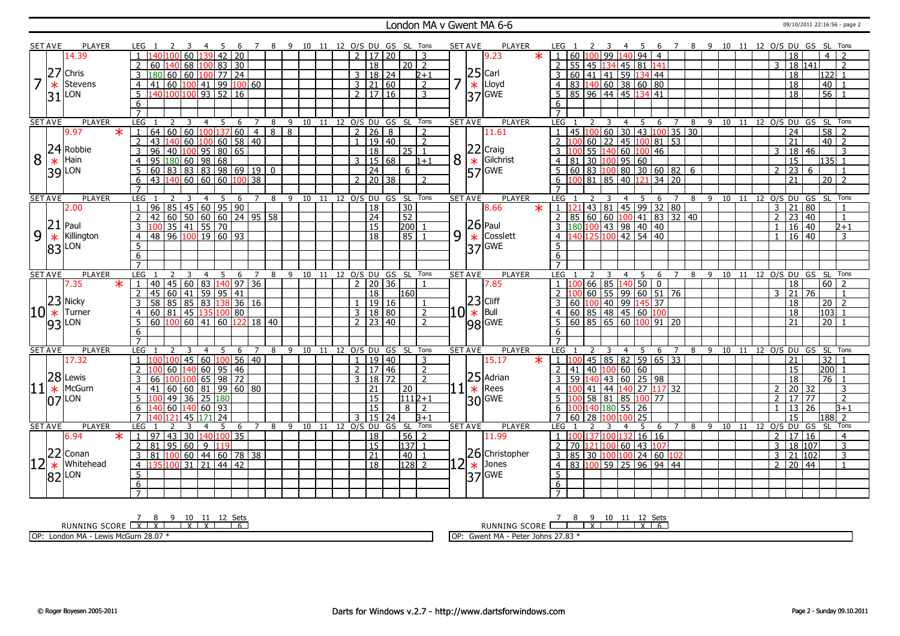# London MA v Gwent MA 6-6

09/10/2011 22:16:56 - page 2

| SET | AVE | PLAYER | LEG | 1 | 2 | 3 | 4 | 5 | 6 | 7 | 8 | 9 | 10 | 11 | 12 | O/S | DU | GS | SL | Tons | SET | AVE | PLAYER | LEG | 1 | 2 | 3 | 4 | 5 | 6 | 7 | 8 | 9 | 10 | 11 | 12 | O/S | DU | GS | SL | Tons |
|---|---|---|---|---|---|---|---|---|---|---|---|---|---|---|---|---|---|---|---|---|---|---|---|---|---|---|---|---|---|---|---|---|---|---|---|---|---|---|---|---|---|
| 7 | 14.39 27.31 | Chris Stevens LON | 1 | 140 | 100 | 60 | 139 | 42 | 20 | | | | | | | 2 | 17 | 20 | | 3 | 7 | 9.23 * 25.37 | Carl Lloyd GWE | 1 | 60 | 100 | 99 | 140 | 94 | 4 | | | | | | | | 18 | | 4 | 2 |
| | | | 2 | 60 | 140 | 68 | 100 | 83 | 30 | | | | | | | | 18 | | 20 | 2 | | | | 2 | 55 | 45 | 134 | 45 | 81 | 141 | | | | | | | 3 | 18 | 141 | | 2 |
| | | | 3 | 180 | 60 | 60 | 100 | 77 | 24 | | | | | | | 3 | 18 | 24 | | 2+1 | | | | 3 | 60 | 41 | 41 | 59 | 134 | 44 | | | | | | | | 18 | | 122 | 1 |
| | | | 4 | 41 | 60 | 100 | 41 | 99 | 100 | 60 | | | | | | 3 | 21 | 60 | | 2 | | | | 4 | 83 | 140 | 60 | 38 | 60 | 80 | | | | | | | | 18 | | 40 | 1 |
| | | | 5 | 140 | 100 | 100 | 93 | 52 | 16 | | | | | | | 2 | 17 | 16 | | 3 | | | | 5 | 85 | 96 | 44 | 45 | 134 | 41 | | | | | | | | 18 | | 56 | 1 |
| | | | 6 | | | | | | | | | | | | | | | | | | | | | 6 | | | | | | | | | | | | | | | | | |
| | | | 7 | | | | | | | | | | | | | | | | | | | | | 7 | | | | | | | | | | | | | | | | | |
| 8 | 9.97 * 24.39 | Robbie Hain LON | 1 | 64 | 60 | 60 | 100 | 137 | 60 | 4 | 8 | 8 | | | | 2 | 26 | 8 | | 2 | 8 | 11.61 22.57 | Craig Gilchrist GWE | 1 | 45 | 100 | 60 | 30 | 43 | 100 | 35 | 30 | | | | | | 24 | | 58 | 2 |
| | | | 2 | 43 | 140 | 60 | 100 | 60 | 58 | 40 | | | | | | 1 | 19 | 40 | | 2 | | | | 2 | 100 | 60 | 22 | 45 | 100 | 81 | 53 | | | | | | | 21 | | 40 | 2 |
| | | | 3 | 96 | 40 | 100 | 95 | 80 | 65 | | | | | | | | 18 | | 25 | 1 | | | | 3 | 100 | 55 | 140 | 60 | 100 | 46 | | | | | | | 3 | 18 | 46 | | 3 |
| | | | 4 | 95 | 180 | 60 | 98 | 68 | | | | | | | | 3 | 15 | 68 | | 1+1 | | | | 4 | 81 | 30 | 100 | 95 | 60 | | | | | | | | | 15 | | 135 | 1 |
| | | | 5 | 60 | 83 | 83 | 83 | 98 | 69 | 19 | 0 | | | | | | 24 | | 6 | | | | | 5 | 60 | 83 | 100 | 80 | 30 | 60 | 82 | 6 | | | | | 2 | 23 | 6 | | 1 |
| | | | 6 | 43 | 140 | 60 | 60 | 60 | 100 | 38 | | | | | | 2 | 20 | 38 | | 2 | | | | 6 | 100 | 81 | 85 | 40 | 121 | 34 | 20 | | | | | | | 21 | | 20 | 2 |
| | | | 7 | | | | | | | | | | | | | | | | | | | | | 7 | | | | | | | | | | | | | | | | | |
| 9 | 2.00 21.83 | Paul Killington LON | 1 | 96 | 85 | 45 | 60 | 95 | 90 | | | | | | | | 18 | | 30 | | 9 | 8.66 * 26.37 | Paul Cosslett GWE | 1 | 121 | 43 | 81 | 45 | 99 | 32 | 80 | | | | | | 3 | 21 | 80 | | 1 |
| | | | 2 | 42 | 60 | 50 | 60 | 60 | 24 | 95 | 58 | | | | | | 24 | | 52 | | | | | 2 | 85 | 60 | 60 | 100 | 41 | 83 | 32 | 40 | | | | | 2 | 23 | 40 | | 1 |
| | | | 3 | 100 | 35 | 41 | 55 | 70 | | | | | | | | | 15 | | 200 | 1 | | | | 3 | 180 | 100 | 43 | 98 | 40 | 40 | | | | | | | 1 | 16 | 40 | | 2+1 |
| | | | 4 | 48 | 96 | 100 | 19 | 60 | 93 | | | | | | | | 18 | | 85 | 1 | | | | 4 | 140 | 125 | 100 | 42 | 54 | 40 | | | | | | | 1 | 16 | 40 | | 3 |
| | | | 5 | | | | | | | | | | | | | | | | | | | | | 5 | | | | | | | | | | | | | | | | | |
| | | | 6 | | | | | | | | | | | | | | | | | | | | | 6 | | | | | | | | | | | | | | | | | |
| | | | 7 | | | | | | | | | | | | | | | | | | | | | 7 | | | | | | | | | | | | | | | | | |
| 10 | 7.35 * 23.93 | Nicky Turner LON | 1 | 40 | 45 | 60 | 83 | 140 | 97 | 36 | | | | | | 2 | 20 | 36 | | 1 | 10 | 7.85 23.98 | Cliff Bull GWE | 1 | 100 | 66 | 85 | 140 | 50 | 0 | | | | | | | | 18 | | 60 | 2 |
| | | | 2 | 45 | 60 | 41 | 59 | 95 | 41 | | | | | | | | 18 | | 160 | | | | | 2 | 100 | 60 | 55 | 99 | 60 | 51 | 76 | | | | | | 3 | 21 | 76 | | 1 |
| | | | 3 | 58 | 85 | 85 | 83 | 138 | 36 | 16 | | | | | | 1 | 19 | 16 | | 1 | | | | 3 | 60 | 100 | 40 | 99 | 145 | 37 | | | | | | | | 18 | | 20 | 2 |
| | | | 4 | 60 | 81 | 45 | 135 | 100 | 80 | | | | | | | 3 | 18 | 80 | | 2 | | | | 4 | 60 | 85 | 48 | 45 | 60 | 100 | | | | | | | | 18 | | 103 | 1 |
| | | | 5 | 60 | 100 | 60 | 41 | 60 | 122 | 18 | 40 | | | | | 2 | 23 | 40 | | 2 | | | | 5 | 60 | 85 | 65 | 60 | 100 | 91 | 20 | | | | | | | 21 | | 20 | 1 |
| | | | 6 | | | | | | | | | | | | | | | | | | | | | 6 | | | | | | | | | | | | | | | | | |
| | | | 7 | | | | | | | | | | | | | | | | | | | | | 7 | | | | | | | | | | | | | | | | | |
| 11 | 17.32 28.07 | Lewis McGurn LON | 1 | 100 | 100 | 45 | 60 | 100 | 56 | 40 | | | | | | 1 | 19 | 40 | | 3 | 11 | 15.17 * 25.30 | Adrian Rees GWE | 1 | 100 | 45 | 85 | 82 | 59 | 65 | 33 | | | | | | | 21 | | 32 | 1 |
| | | | 2 | 100 | 60 | 140 | 60 | 95 | 46 | | | | | | | 2 | 17 | 46 | | 2 | | | | 2 | 41 | 40 | 100 | 60 | 60 | | | | | | | | | 15 | | 200 | 1 |
| | | | 3 | 66 | 100 | 100 | 65 | 98 | 72 | | | | | | | 3 | 18 | 72 | | 2 | | | | 3 | 59 | 140 | 43 | 60 | 25 | 98 | | | | | | | | 18 | | 76 | 1 |
| | | | 4 | 41 | 60 | 60 | 81 | 99 | 60 | 80 | | | | | | | 21 | | 20 | | | | | 4 | 100 | 41 | 44 | 140 | 27 | 117 | 32 | | | | | | 2 | 20 | 32 | | 3 |
| | | | 5 | 100 | 49 | 36 | 25 | 180 | | | | | | | | | 15 | | 111 | 2+1 | | | | 5 | 100 | 58 | 81 | 85 | 100 | 77 | | | | | | | 2 | 17 | 77 | | 2 |
| | | | 6 | 140 | 60 | 140 | 60 | 93 | | | | | | | | | 15 | | 8 | 2 | | | | 6 | 100 | 140 | 180 | 55 | 26 | | | | | | | | 1 | 13 | 26 | | 3+1 |
| | | | 7 | 140 | 121 | 45 | 171 | 24 | | | | | | | | 3 | 15 | 24 | | 3+1 | | | | 7 | 60 | 28 | 100 | 100 | 25 | | | | | | | | | 15 | | 188 | 2 |
| 12 | 6.94 * 22.82 | Conan Whitehead LON | 1 | 97 | 43 | 30 | 140 | 100 | 35 | | | | | | | | 18 | | 56 | 2 | 12 | 11.99 26.37 | Christopher Jones GWE | 1 | 100 | 137 | 100 | 132 | 16 | 16 | | | | | | | 2 | 17 | 16 | | 4 |
| | | | 2 | 81 | 95 | 60 | 9 | 119 | | | | | | | | | 15 | | 137 | 1 | | | | 2 | 70 | 121 | 100 | 60 | 43 | 107 | | | | | | | 3 | 18 | 107 | | 3 |
| | | | 3 | 81 | 100 | 60 | 44 | 60 | 78 | 38 | | | | | | | 21 | | 40 | 1 | | | | 3 | 85 | 30 | 100 | 100 | 24 | 60 | 102 | | | | | | 3 | 21 | 102 | | 3 |
| | | | 4 | 135 | 100 | 31 | 21 | 44 | 42 | | | | | | | | 18 | | 128 | 2 | | | | 4 | 83 | 100 | 59 | 25 | 96 | 94 | 44 | | | | | | 2 | 20 | 44 | | 1 |
| | | | 5 | | | | | | | | | | | | | | | | | | | | | 5 | | | | | | | | | | | | | | | | | |
| | | | 6 | | | | | | | | | | | | | | | | | | | | | 6 | | | | | | | | | | | | | | | | | |
| | | | 7 | | | | | | | | | | | | | | | | | | | | | 7 | | | | | | | | | | | | | | | | | |

| RUNNING SCORE | 7 | 8 | 9 | 10 | 11 | 12 | Sets |
|---|---|---|---|---|---|---|---|
| London MA | X | X | | X | X | | 6 |
| Gwent MA | | | X | | | X | 6 |

OP: London MA - Lewis McGurn 28.07 *

OP: Gwent MA - Peter Johns 27.83 *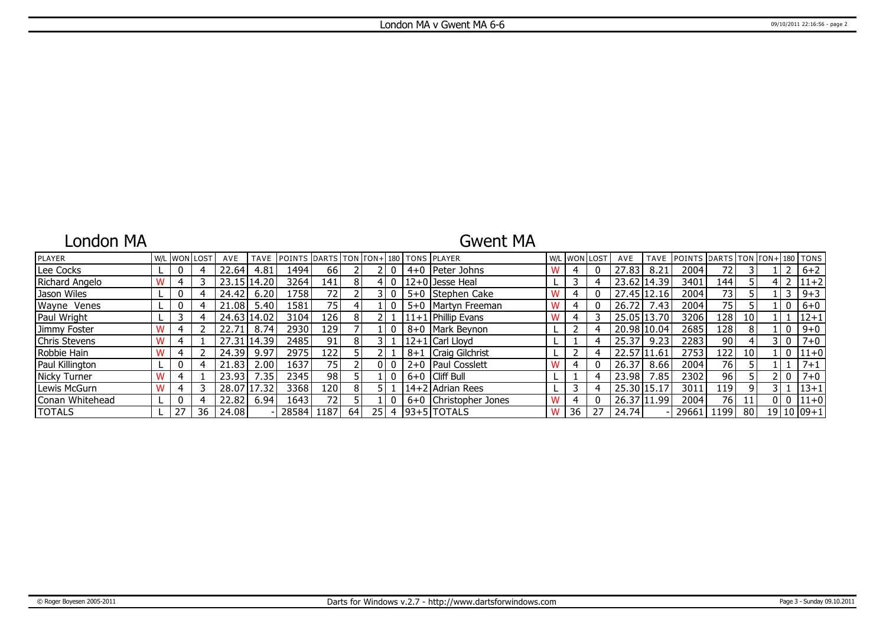London MA v Gwent MA 6-6

## London MA

## Gwent MA

| PLAYER | W/L | WON | LOST | AVE | TAVE | POINTS | DARTS | TON | TON+ | 180 | TONS | PLAYER | W/L | WON | LOST | AVE | TAVE | POINTS | DARTS | TON | TON+ | 180 | TONS |
|---|---|---|---|---|---|---|---|---|---|---|---|---|---|---|---|---|---|---|---|---|---|---|---|
| Lee Cocks | L | 0 | 4 | 22.64 | 4.81 | 1494 | 66 | 2 | 2 | 0 | 4+0 | Peter Johns | W | 4 | 0 | 27.83 | 8.21 | 2004 | 72 | 3 | 1 | 2 | 6+2 |
| Richard Angelo | W | 4 | 3 | 23.15 | 14.20 | 3264 | 141 | 8 | 4 | 0 | 12+0 | Jesse Heal | L | 3 | 4 | 23.62 | 14.39 | 3401 | 144 | 5 | 4 | 2 | 11+2 |
| Jason Wiles | L | 0 | 4 | 24.42 | 6.20 | 1758 | 72 | 2 | 3 | 0 | 5+0 | Stephen Cake | W | 4 | 0 | 27.45 | 12.16 | 2004 | 73 | 5 | 1 | 3 | 9+3 |
| Wayne Venes | L | 0 | 4 | 21.08 | 5.40 | 1581 | 75 | 4 | 1 | 0 | 5+0 | Martyn Freeman | W | 4 | 0 | 26.72 | 7.43 | 2004 | 75 | 5 | 1 | 0 | 6+0 |
| Paul Wright | L | 3 | 4 | 24.63 | 14.02 | 3104 | 126 | 8 | 2 | 1 | 11+1 | Phillip Evans | W | 4 | 3 | 25.05 | 13.70 | 3206 | 128 | 10 | 1 | 1 | 12+1 |
| Jimmy Foster | W | 4 | 2 | 22.71 | 8.74 | 2930 | 129 | 7 | 1 | 0 | 8+0 | Mark Beynon | L | 2 | 4 | 20.98 | 10.04 | 2685 | 128 | 8 | 1 | 0 | 9+0 |
| Chris Stevens | W | 4 | 1 | 27.31 | 14.39 | 2485 | 91 | 8 | 3 | 1 | 12+1 | Carl Lloyd | L | 1 | 4 | 25.37 | 9.23 | 2283 | 90 | 4 | 3 | 0 | 7+0 |
| Robbie Hain | W | 4 | 2 | 24.39 | 9.97 | 2975 | 122 | 5 | 2 | 1 | 8+1 | Craig Gilchrist | L | 2 | 4 | 22.57 | 11.61 | 2753 | 122 | 10 | 1 | 0 | 11+0 |
| Paul Killington | L | 0 | 4 | 21.83 | 2.00 | 1637 | 75 | 2 | 0 | 0 | 2+0 | Paul Cosslett | W | 4 | 0 | 26.37 | 8.66 | 2004 | 76 | 5 | 1 | 1 | 7+1 |
| Nicky Turner | W | 4 | 1 | 23.93 | 7.35 | 2345 | 98 | 5 | 1 | 0 | 6+0 | Cliff Bull | L | 1 | 4 | 23.98 | 7.85 | 2302 | 96 | 5 | 2 | 0 | 7+0 |
| Lewis McGurn | W | 4 | 3 | 28.07 | 17.32 | 3368 | 120 | 8 | 5 | 1 | 14+2 | Adrian Rees | L | 3 | 4 | 25.30 | 15.17 | 3011 | 119 | 9 | 3 | 1 | 13+1 |
| Conan Whitehead | L | 0 | 4 | 22.82 | 6.94 | 1643 | 72 | 5 | 1 | 0 | 6+0 | Christopher Jones | W | 4 | 0 | 26.37 | 11.99 | 2004 | 76 | 11 | 0 | 0 | 11+0 |
| TOTALS | L | 27 | 36 | 24.08 | - | 28584 | 1187 | 64 | 25 | 4 | 93+5 | TOTALS | W | 36 | 27 | 24.74 | - | 29661 | 1199 | 80 | 19 | 10 | 09+1 |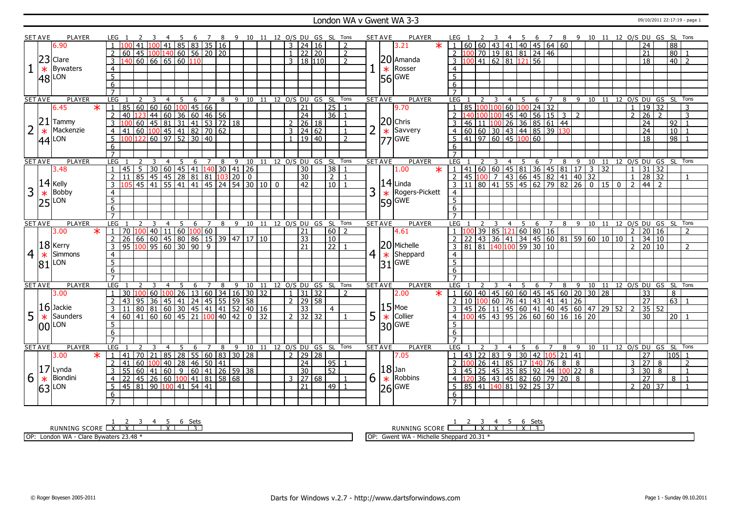# London WA v Gwent WA 3-3

09/10/2011 22:17:19 - page 1

| SET | AVE | PLAYER | LEG | 1 | 2 | 3 | 4 | 5 | 6 | 7 | 8 | 9 | 10 | 11 | 12 | O/S | DU | GS | SL | Tons | SET | AVE | PLAYER | LEG | 1 | 2 | 3 | 4 | 5 | 6 | 7 | 8 | 9 | 10 | 11 | 12 | O/S | DU | GS | SL | Tons |
|---|---|---|---|---|---|---|---|---|---|---|---|---|---|---|---|---|---|---|---|---|---|---|---|---|---|---|---|---|---|---|---|---|---|---|---|---|---|---|---|---|---|
| 1 | 6.90 / 23.48 * | Clare Bywaters LON | 1 | 100 | 41 | 100 | 41 | 85 | 83 | 35 | 16 | | | | | 3 | 24 | 16 | | 2 | 1 | 3.21 * / 20.56 * | Amanda Rosser GWE | 1 | 60 | 60 | 43 | 41 | 40 | 45 | 64 | 60 | | | | | | 24 | | 88 | |
| | | | 2 | 60 | 45 | 100 | 140 | 60 | 56 | 20 | 20 | | | | | 1 | 22 | 20 | | 2 | | | | 2 | 100 | 70 | 19 | 81 | 81 | 24 | 46 | | | | | | | 21 | | 80 | 1 |
| | | | 3 | 140 | 60 | 66 | 65 | 60 | 110 | | | | | | | 3 | 18 | 110 | | 2 | | | | 3 | 100 | 41 | 62 | 81 | 121 | 56 | | | | | | | | 18 | | 40 | 2 |
| 2 | 6.45 * / 21.44 * | Tammy Mackenzie LON | 1 | 85 | 60 | 60 | 60 | 100 | 45 | 66 | | | | | | | 21 | | 25 | 1 | 2 | 9.70 / 20.77 * | Chris Savvery GWE | 1 | 85 | 100 | 100 | 60 | 100 | 24 | 32 | | | | | | 1 | 19 | 32 | | 3 |
| | | | 2 | 40 | 123 | 44 | 60 | 36 | 60 | 46 | 56 | | | | | | 24 | | 36 | 1 | | | | 2 | 140 | 100 | 100 | 45 | 40 | 56 | 15 | 3 | 2 | | | | 2 | 26 | 2 | | 3 |
| | | | 3 | 100 | 60 | 45 | 81 | 31 | 41 | 53 | 72 | 18 | | | | 2 | 26 | 18 | | 1 | | | | 3 | 46 | 11 | 100 | 26 | 36 | 85 | 61 | 44 | | | | | | 24 | | 92 | 1 |
| | | | 4 | 41 | 60 | 100 | 45 | 41 | 82 | 70 | 62 | | | | | 3 | 24 | 62 | | 1 | | | | 4 | 60 | 60 | 30 | 43 | 44 | 85 | 39 | 130 | | | | | | 24 | | 10 | 1 |
| | | | 5 | 100 | 122 | 60 | 97 | 52 | 30 | 40 | | | | | | 1 | 19 | 40 | | 2 | | | | 5 | 41 | 97 | 60 | 45 | 100 | 60 | | | | | | | | 18 | | 98 | 1 |
| 3 | 3.48 / 14.25 * | Kelly Bobby LON | 1 | 45 | 5 | 30 | 60 | 45 | 41 | 140 | 30 | 41 | 26 | | | | 30 | | 38 | 1 | 3 | 1.00 * / 14.59 * | Linda Rogers-Pickett GWE | 1 | 41 | 60 | 60 | 45 | 81 | 36 | 45 | 81 | 17 | 3 | 32 | | 1 | 31 | 32 | | |
| | | | 2 | 11 | 85 | 45 | 45 | 28 | 81 | 81 | 103 | 20 | 0 | | | | 30 | | 2 | 1 | | | | 2 | 45 | 100 | 7 | 43 | 66 | 45 | 82 | 41 | 40 | 32 | | | 1 | 28 | 32 | | 1 |
| | | | 3 | 105 | 45 | 41 | 55 | 41 | 41 | 45 | 24 | 54 | 30 | 10 | 0 | | 42 | | 10 | 1 | | | | 3 | 11 | 80 | 41 | 55 | 45 | 62 | 79 | 82 | 26 | 0 | 15 | 0 | 2 | 44 | 2 | | |
| 4 | 3.00 * / 18.81 * | Kerry Simmons LON | 1 | 70 | 100 | 40 | 11 | 60 | 100 | 60 | | | | | | | 21 | | 60 | 2 | 4 | 4.61 / 20.31 * | Michelle Sheppard GWE | 1 | 100 | 39 | 85 | 121 | 60 | 80 | 16 | | | | | | 2 | 20 | 16 | | 2 |
| | | | 2 | 26 | 66 | 60 | 45 | 80 | 86 | 15 | 39 | 47 | 17 | 10 | | | 33 | | 10 | | | | | 2 | 22 | 43 | 36 | 41 | 34 | 45 | 60 | 81 | 59 | 60 | 10 | 10 | 1 | 34 | 10 | | |
| | | | 3 | 95 | 100 | 95 | 60 | 30 | 90 | 9 | | | | | | | 21 | | 22 | 1 | | | | 3 | 81 | 81 | 140 | 100 | 59 | 30 | 10 | | | | | | 2 | 20 | 10 | | 2 |
| 5 | 3.00 / 16.00 * | Jackie Saunders LON | 1 | 30 | 100 | 60 | 100 | 26 | 13 | 60 | 34 | 16 | 30 | 32 | | 1 | 31 | 32 | | 2 | 5 | 2.00 * / 15.30 * | Moe Collier GWE | 1 | 60 | 40 | 45 | 60 | 60 | 45 | 45 | 60 | 20 | 30 | 28 | | | 33 | | 8 | |
| | | | 2 | 43 | 95 | 36 | 45 | 41 | 24 | 45 | 55 | 59 | 58 | | | 2 | 29 | 58 | | | | | | 2 | 10 | 100 | 60 | 76 | 41 | 43 | 41 | 41 | 26 | | | | | 27 | | 63 | 1 |
| | | | 3 | 11 | 80 | 81 | 60 | 30 | 45 | 41 | 41 | 52 | 40 | 16 | | | 33 | | 4 | | | | | 3 | 45 | 26 | 11 | 45 | 60 | 41 | 40 | 45 | 60 | 47 | 29 | 52 | 2 | 35 | 52 | | |
| | | | 4 | 60 | 41 | 60 | 60 | 45 | 21 | 100 | 40 | 42 | 0 | 32 | | 2 | 32 | 32 | | 1 | | | | 4 | 100 | 45 | 43 | 95 | 26 | 60 | 60 | 16 | 16 | 20 | | | | 30 | | 20 | 1 |
| 6 | 3.00 * / 17.63 * | Lynda Biondini LON | 1 | 41 | 70 | 21 | 85 | 28 | 55 | 60 | 83 | 30 | 28 | | | 2 | 29 | 28 | | | 6 | 7.05 / 18.26 * | Jan Robbins GWE | 1 | 43 | 22 | 83 | 9 | 30 | 42 | 105 | 21 | 41 | | | | | 27 | | 105 | 1 |
| | | | 2 | 41 | 60 | 100 | 40 | 28 | 46 | 50 | 41 | | | | | | 24 | | 95 | 1 | | | | 2 | 100 | 26 | 41 | 85 | 17 | 140 | 76 | 8 | 8 | | | | 3 | 27 | 8 | | 2 |
| | | | 3 | 55 | 60 | 41 | 60 | 9 | 60 | 41 | 26 | 59 | 38 | | | | 30 | | 52 | | | | | 3 | 45 | 25 | 45 | 35 | 85 | 92 | 44 | 100 | 22 | 8 | | | 3 | 30 | 8 | | 1 |
| | | | 4 | 22 | 45 | 26 | 60 | 100 | 41 | 81 | 58 | 68 | | | | 3 | 27 | 68 | | 1 | | | | 4 | 120 | 36 | 43 | 45 | 82 | 60 | 79 | 20 | 8 | | | | | 27 | | 8 | 1 |
| | | | 5 | 45 | 81 | 90 | 100 | 41 | 54 | 41 | | | | | | | 21 | | 49 | 1 | | | | 5 | 85 | 41 | 140 | 81 | 92 | 25 | 37 | | | | | | 2 | 20 | 37 | | 1 |

RUNNING SCORE (London WA): 1 X, 2 X, 3 –, 4 –, 5 X, 6 –, Sets 3

RUNNING SCORE (Gwent WA): 1 –, 2 –, 3 X, 4 X, 5 –, 6 X, Sets 3

OP: London WA - Clare Bywaters 23.48 *

OP: Gwent WA - Michelle Sheppard 20.31 *

© Roger Boyesen 2005-2011 — Darts for Windows v.2.7 - http://www.dartsforwindows.com — Page 1 - Sunday 09.10.2011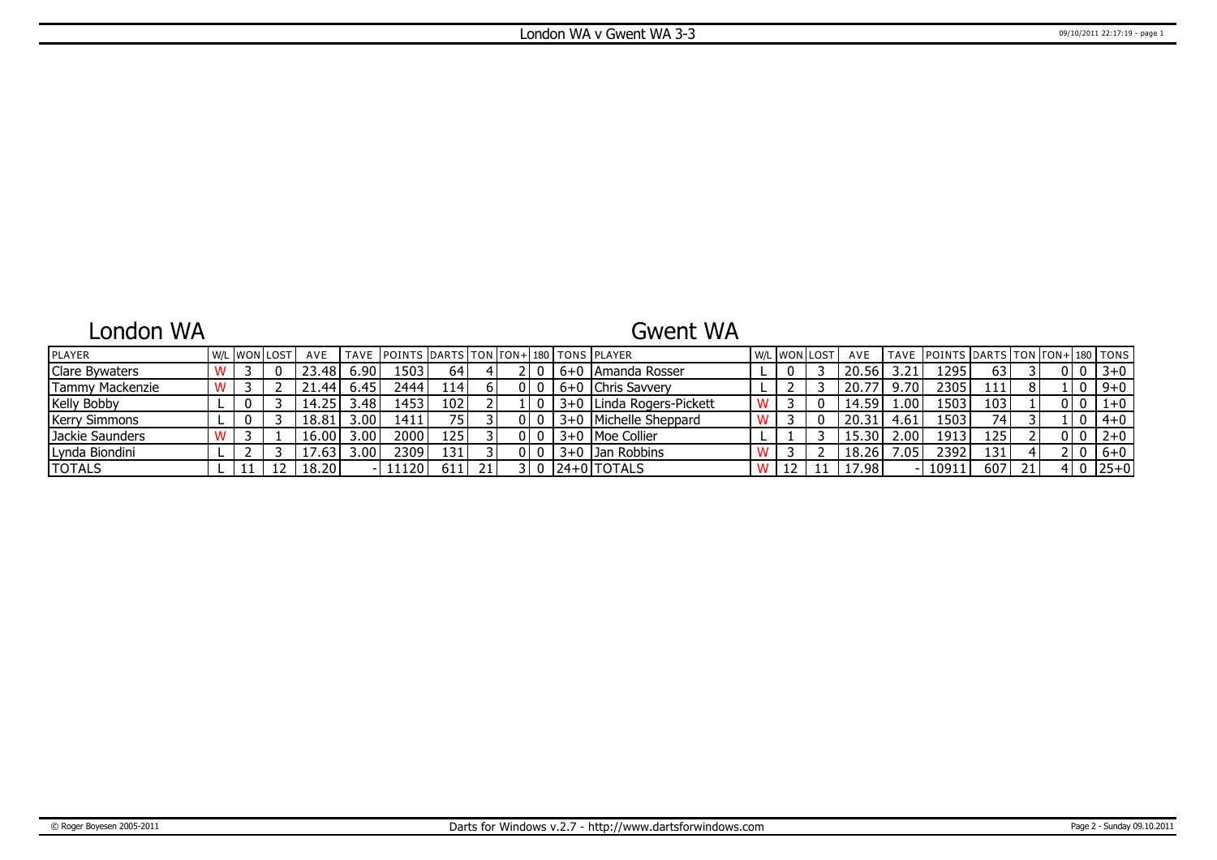# London WA v Gwent WA 3-3

| London WA | | | | | | | | | | | | Gwent WA | | | | | | | | | | | |
|---|---|---|---|---|---|---|---|---|---|---|---|---|---|---|---|---|---|---|---|---|---|---|---|
| PLAYER | W/L | WON | LOST | AVE | TAVE | POINTS | DARTS | TON | TON+ | 180 | TONS | PLAYER | W/L | WON | LOST | AVE | TAVE | POINTS | DARTS | TON | TON+ | 180 | TONS |
| Clare Bywaters | W | 3 | 0 | 23.48 | 6.90 | 1503 | 64 | 4 | 2 | 0 | 6+0 | Amanda Rosser | L | 0 | 3 | 20.56 | 3.21 | 1295 | 63 | 3 | 0 | 0 | 3+0 |
| Tammy Mackenzie | W | 3 | 2 | 21.44 | 6.45 | 2444 | 114 | 6 | 0 | 0 | 6+0 | Chris Savvery | L | 2 | 3 | 20.77 | 9.70 | 2305 | 111 | 8 | 1 | 0 | 9+0 |
| Kelly Bobby | L | 0 | 3 | 14.25 | 3.48 | 1453 | 102 | 2 | 1 | 0 | 3+0 | Linda Rogers-Pickett | W | 3 | 0 | 14.59 | 1.00 | 1503 | 103 | 1 | 0 | 0 | 1+0 |
| Kerry Simmons | L | 0 | 3 | 18.81 | 3.00 | 1411 | 75 | 3 | 0 | 0 | 3+0 | Michelle Sheppard | W | 3 | 0 | 20.31 | 4.61 | 1503 | 74 | 3 | 1 | 0 | 4+0 |
| Jackie Saunders | W | 3 | 1 | 16.00 | 3.00 | 2000 | 125 | 3 | 0 | 0 | 3+0 | Moe Collier | L | 1 | 3 | 15.30 | 2.00 | 1913 | 125 | 2 | 0 | 0 | 2+0 |
| Lynda Biondini | L | 2 | 3 | 17.63 | 3.00 | 2309 | 131 | 3 | 0 | 0 | 3+0 | Jan Robbins | W | 3 | 2 | 18.26 | 7.05 | 2392 | 131 | 4 | 2 | 0 | 6+0 |
| TOTALS | L | 11 | 12 | 18.20 | - | 11120 | 611 | 21 | 3 | 0 | 24+0 | TOTALS | W | 12 | 11 | 17.98 | - | 10911 | 607 | 21 | 4 | 0 | 25+0 |

© Roger Boyesen 2005-2011 | Darts for Windows v.2.7 - http://www.dartsforwindows.com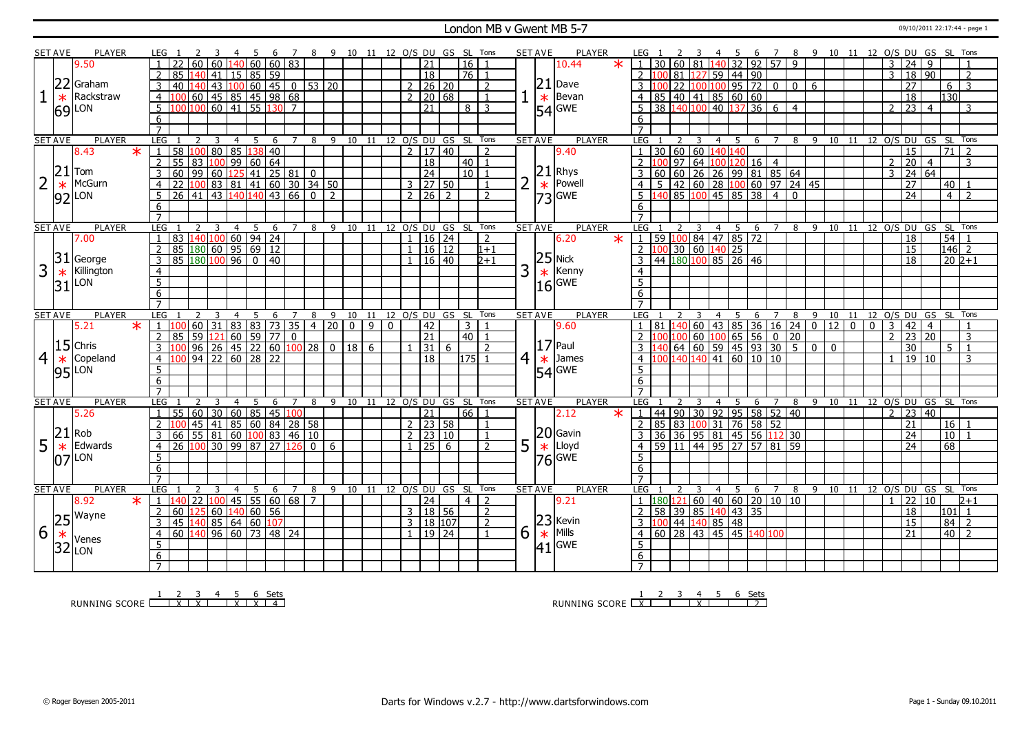# London MB v Gwent MB 5-7

## Set 1

| SET AVE | PLAYER | LEG | 1 | 2 | 3 | 4 | 5 | 6 | 7 | 8 | 9 | 10 | 11 | 12 | O/S | DU | GS | SL | Tons |
|---|---|---|---|---|---|---|---|---|---|---|---|---|---|---|---|---|---|---|---|
| 9.50 | Graham Rackstraw (LON) | 1 | 22 | 60 | 60 | 140 | 60 | 60 | 83 | | | | | | | 21 | | 16 | 1 |
| 22.69 | * | 2 | 85 | 140 | 41 | 15 | 85 | 59 | | | | | | | | 18 | | 76 | 1 |
| | | 3 | 40 | 140 | 43 | 100 | 60 | 45 | 0 | 53 | 20 | | | | 2 | 26 | 20 | | 2 |
| | | 4 | 100 | 60 | 45 | 85 | 45 | 98 | 68 | | | | | | 2 | 20 | 68 | | 1 |
| | | 5 | 100 | 100 | 60 | 41 | 55 | 130 | 7 | | | | | | | 21 | | 8 | 3 |

| SET AVE | PLAYER | LEG | 1 | 2 | 3 | 4 | 5 | 6 | 7 | 8 | 9 | 10 | 11 | 12 | O/S | DU | GS | SL | Tons |
|---|---|---|---|---|---|---|---|---|---|---|---|---|---|---|---|---|---|---|---|
| 10.44 * | Dave Bevan (GWE) | 1 | 30 | 60 | 81 | 140 | 32 | 92 | 57 | 9 | | | | | 3 | 24 | 9 | | 1 |
| 21.54 | * | 2 | 100 | 81 | 127 | 59 | 44 | 90 | | | | | | | 3 | 18 | 90 | | 2 |
| | | 3 | 100 | 22 | 100 | 100 | 95 | 72 | 0 | 0 | 6 | | | | | 27 | | 6 | 3 |
| | | 4 | 85 | 40 | 41 | 85 | 60 | 60 | | | | | | | | 18 | | 130 | |
| | | 5 | 38 | 140 | 100 | 40 | 137 | 36 | 6 | 4 | | | | | 2 | 23 | 4 | | 3 |

## Set 2

| SET AVE | PLAYER | LEG | 1 | 2 | 3 | 4 | 5 | 6 | 7 | 8 | 9 | 10 | 11 | 12 | O/S | DU | GS | SL | Tons |
|---|---|---|---|---|---|---|---|---|---|---|---|---|---|---|---|---|---|---|---|
| 8.43 * | Tom McGurn (LON) | 1 | 58 | 100 | 80 | 85 | 138 | 40 | | | | | | | 2 | 17 | 40 | | 2 |
| 21.92 | * | 2 | 55 | 83 | 100 | 99 | 60 | 64 | | | | | | | | 18 | | 40 | 1 |
| | | 3 | 60 | 99 | 60 | 125 | 41 | 25 | 81 | 0 | | | | | | 24 | | 10 | 1 |
| | | 4 | 22 | 100 | 83 | 81 | 41 | 60 | 30 | 34 | 50 | | | | 3 | 27 | 50 | | 1 |
| | | 5 | 26 | 41 | 43 | 140 | 140 | 43 | 66 | 0 | 2 | | | | 2 | 26 | 2 | | 2 |

| SET AVE | PLAYER | LEG | 1 | 2 | 3 | 4 | 5 | 6 | 7 | 8 | 9 | 10 | 11 | 12 | O/S | DU | GS | SL | Tons |
|---|---|---|---|---|---|---|---|---|---|---|---|---|---|---|---|---|---|---|---|
| 9.40 | Rhys Powell (GWE) | 1 | 30 | 60 | 60 | 140 | 140 | | | | | | | | | 15 | | 71 | 2 |
| 21.73 | * | 2 | 100 | 97 | 64 | 100 | 120 | 16 | 4 | | | | | | 2 | 20 | 4 | | 3 |
| | | 3 | 60 | 60 | 26 | 26 | 99 | 81 | 85 | 64 | | | | | 3 | 24 | 64 | | |
| | | 4 | 5 | 42 | 60 | 28 | 100 | 60 | 97 | 24 | 45 | | | | | 27 | | 40 | 1 |
| | | 5 | 140 | 85 | 100 | 45 | 85 | 38 | 4 | 0 | | | | | | 24 | | 4 | 2 |

## Set 3

| SET AVE | PLAYER | LEG | 1 | 2 | 3 | 4 | 5 | 6 | 7 | 8 | 9 | 10 | 11 | 12 | O/S | DU | GS | SL | Tons |
|---|---|---|---|---|---|---|---|---|---|---|---|---|---|---|---|---|---|---|---|
| 7.00 | George Killington (LON) | 1 | 83 | 140 | 100 | 60 | 94 | 24 | | | | | | | 1 | 16 | 24 | | 2 |
| 31.31 | * | 2 | 85 | 180 | 60 | 95 | 69 | 12 | | | | | | | 1 | 16 | 12 | | 1+1 |
| | | 3 | 85 | 180 | 100 | 96 | 0 | 40 | | | | | | | 1 | 16 | 40 | | 2+1 |

| SET AVE | PLAYER | LEG | 1 | 2 | 3 | 4 | 5 | 6 | 7 | 8 | 9 | 10 | 11 | 12 | O/S | DU | GS | SL | Tons |
|---|---|---|---|---|---|---|---|---|---|---|---|---|---|---|---|---|---|---|---|
| 6.20 * | Nick Kenny (GWE) | 1 | 59 | 100 | 84 | 47 | 85 | 72 | | | | | | | | 18 | | 54 | 1 |
| 25.16 | * | 2 | 100 | 30 | 60 | 140 | 25 | | | | | | | | | 15 | | 146 | 2 |
| | | 3 | 44 | 180 | 100 | 85 | 26 | 46 | | | | | | | | 18 | | 20 | 2+1 |

## Set 4

| SET AVE | PLAYER | LEG | 1 | 2 | 3 | 4 | 5 | 6 | 7 | 8 | 9 | 10 | 11 | 12 | O/S | DU | GS | SL | Tons |
|---|---|---|---|---|---|---|---|---|---|---|---|---|---|---|---|---|---|---|---|
| 5.21 * | Chris Copeland (LON) | 1 | 100 | 60 | 31 | 83 | 83 | 73 | 35 | 4 | 20 | 0 | 9 | 0 | | 42 | | 3 | 1 |
| 15.95 | * | 2 | 85 | 59 | 121 | 60 | 59 | 77 | 0 | | | | | | | 21 | | 40 | 1 |
| | | 3 | 100 | 96 | 26 | 45 | 22 | 60 | 100 | 28 | 0 | 18 | 6 | | 1 | 31 | 6 | | 2 |
| | | 4 | 100 | 94 | 22 | 60 | 28 | 22 | | | | | | | | 18 | | 175 | 1 |

| SET AVE | PLAYER | LEG | 1 | 2 | 3 | 4 | 5 | 6 | 7 | 8 | 9 | 10 | 11 | 12 | O/S | DU | GS | SL | Tons |
|---|---|---|---|---|---|---|---|---|---|---|---|---|---|---|---|---|---|---|---|
| 9.60 | Paul James (GWE) | 1 | 81 | 140 | 60 | 43 | 85 | 36 | 16 | 24 | 0 | 12 | 0 | 0 | 3 | 42 | 4 | | 1 |
| 17.54 | * | 2 | 100 | 100 | 60 | 100 | 65 | 56 | 0 | 20 | | | | | 2 | 23 | 20 | | 3 |
| | | 3 | 140 | 64 | 60 | 59 | 45 | 93 | 30 | 5 | 0 | 0 | | | | 30 | | 5 | 1 |
| | | 4 | 100 | 140 | 140 | 41 | 60 | 10 | 10 | | | | | | 1 | 19 | 10 | | 3 |

## Set 5

| SET AVE | PLAYER | LEG | 1 | 2 | 3 | 4 | 5 | 6 | 7 | 8 | 9 | 10 | 11 | 12 | O/S | DU | GS | SL | Tons |
|---|---|---|---|---|---|---|---|---|---|---|---|---|---|---|---|---|---|---|---|
| 5.26 | Rob Edwards (LON) | 1 | 55 | 60 | 30 | 60 | 85 | 45 | 100 | | | | | | | 21 | | 66 | 1 |
| 21.07 | * | 2 | 100 | 45 | 41 | 85 | 60 | 84 | 28 | 58 | | | | | 2 | 23 | 58 | | 1 |
| | | 3 | 66 | 55 | 81 | 60 | 100 | 83 | 46 | 10 | | | | | 2 | 23 | 10 | | 1 |
| | | 4 | 26 | 100 | 30 | 99 | 87 | 27 | 126 | 0 | 6 | | | | 1 | 25 | 6 | | 2 |

| SET AVE | PLAYER | LEG | 1 | 2 | 3 | 4 | 5 | 6 | 7 | 8 | 9 | 10 | 11 | 12 | O/S | DU | GS | SL | Tons |
|---|---|---|---|---|---|---|---|---|---|---|---|---|---|---|---|---|---|---|---|
| 2.12 * | Gavin Lloyd (GWE) | 1 | 44 | 90 | 30 | 92 | 95 | 58 | 52 | 40 | | | | | 2 | 23 | 40 | | |
| 20.76 | * | 2 | 85 | 83 | 100 | 31 | 76 | 58 | 52 | | | | | | | 21 | | 16 | 1 |
| | | 3 | 36 | 36 | 95 | 81 | 45 | 56 | 112 | 30 | | | | | | 24 | | 10 | 1 |
| | | 4 | 59 | 11 | 44 | 95 | 27 | 57 | 81 | 59 | | | | | | 24 | | 68 | |

## Set 6

| SET AVE | PLAYER | LEG | 1 | 2 | 3 | 4 | 5 | 6 | 7 | 8 | 9 | 10 | 11 | 12 | O/S | DU | GS | SL | Tons |
|---|---|---|---|---|---|---|---|---|---|---|---|---|---|---|---|---|---|---|---|
| 8.92 * | Wayne Venes (LON) | 1 | 140 | 22 | 100 | 45 | 55 | 60 | 68 | 7 | | | | | | 24 | | 4 | 2 |
| 25.32 | * | 2 | 60 | 125 | 60 | 140 | 60 | 56 | | | | | | | 3 | 18 | 56 | | 2 |
| | | 3 | 45 | 140 | 85 | 64 | 60 | 107 | | | | | | | 3 | 18 | 107 | | 2 |
| | | 4 | 60 | 140 | 96 | 60 | 73 | 48 | 24 | | | | | | 1 | 19 | 24 | | 1 |

| SET AVE | PLAYER | LEG | 1 | 2 | 3 | 4 | 5 | 6 | 7 | 8 | 9 | 10 | 11 | 12 | O/S | DU | GS | SL | Tons |
|---|---|---|---|---|---|---|---|---|---|---|---|---|---|---|---|---|---|---|---|
| 9.21 | Kevin Mills (GWE) | 1 | 180 | 121 | 60 | 40 | 60 | 20 | 10 | 10 | | | | | 1 | 22 | 10 | | 2+1 |
| 23.41 | * | 2 | 58 | 39 | 85 | 140 | 43 | 35 | | | | | | | | 18 | | 101 | 1 |
| | | 3 | 100 | 44 | 140 | 85 | 48 | | | | | | | | | 15 | | 84 | 2 |
| | | 4 | 60 | 28 | 43 | 45 | 45 | 140 | 100 | | | | | | | 21 | | 40 | 2 |

## Running Score

| | 1 | 2 | 3 | 4 | 5 | 6 | Sets |
|---|---|---|---|---|---|---|---|
| LON | | X | X | | X | X | 4 |
| GWE | X | | | X | | | 2 |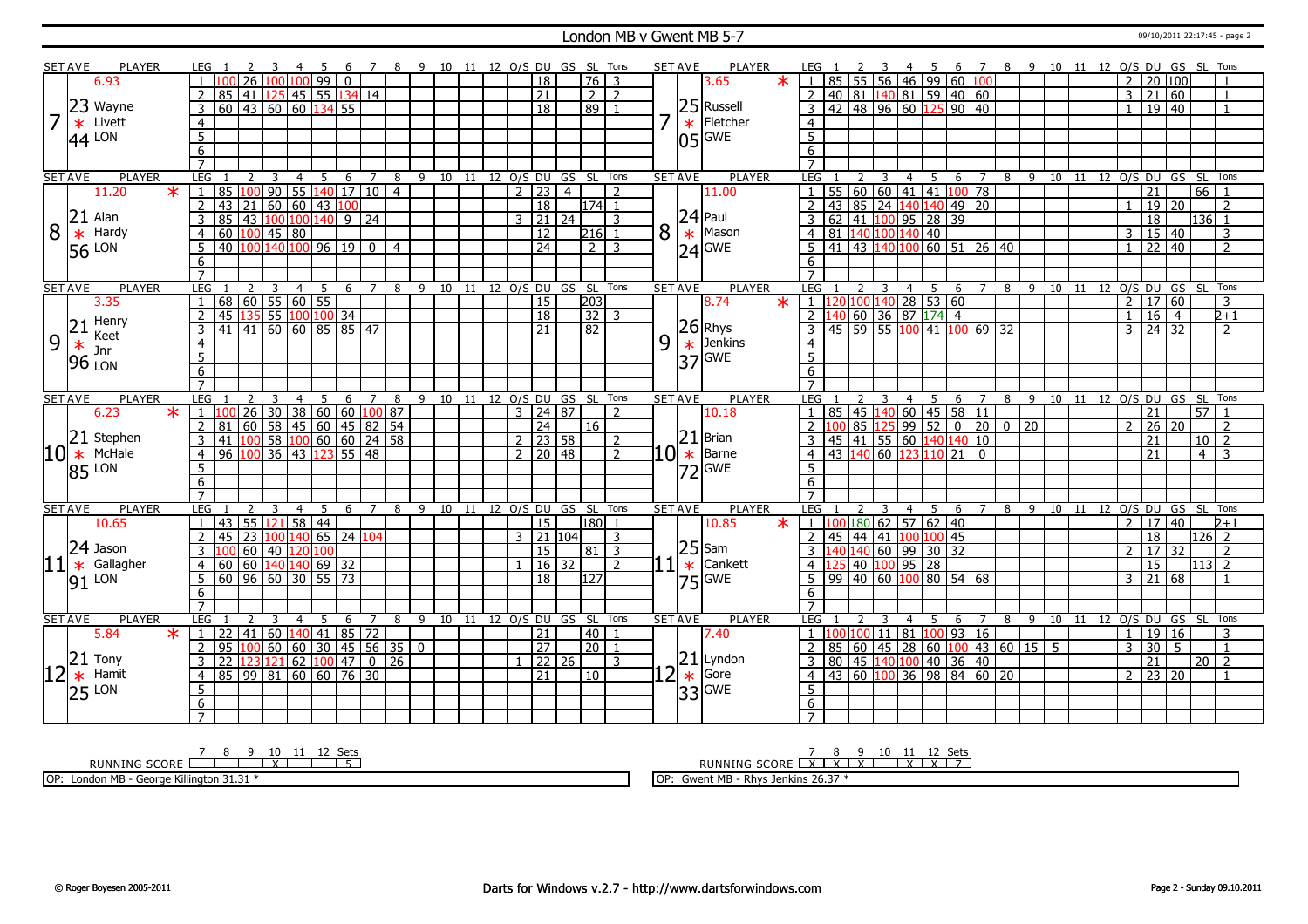# London MB v Gwent MB 5-7

09/10/2011 22:17:45 - page 2

## Set 7

| SET AVE | PLAYER | LEG | 1 | 2 | 3 | 4 | 5 | 6 | 7 | 8 | 9 | 10 | 11 | 12 | O/S | DU | GS | SL | Tons |
|---|---|---|---|---|---|---|---|---|---|---|---|---|---|---|---|---|---|---|---|
| 6.93 | Wayne Livett (LON) 23.44 | 1 | 100 | 26 | 100 | 100 | 99 | 0 | | | | | | | | 18 | | 76 | 3 |
| | | 2 | 85 | 41 | 125 | 45 | 55 | 134 | 14 | | | | | | | 21 | | 2 | 2 |
| | | 3 | 60 | 43 | 60 | 60 | 134 | 55 | | | | | | | | 18 | | 89 | 1 |

| SET AVE | PLAYER | LEG | 1 | 2 | 3 | 4 | 5 | 6 | 7 | 8 | 9 | 10 | 11 | 12 | O/S | DU | GS | SL | Tons |
|---|---|---|---|---|---|---|---|---|---|---|---|---|---|---|---|---|---|---|---|
| 3.65 * | Russell Fletcher (GWE) 25.05 | 1 | 85 | 55 | 56 | 46 | 99 | 60 | 100 | | | | | | 2 | 20 | 100 | | 1 |
| | | 2 | 40 | 81 | 140 | 81 | 59 | 40 | 60 | | | | | | 3 | 21 | 60 | | 1 |
| | | 3 | 42 | 48 | 96 | 60 | 125 | 90 | 40 | | | | | | 1 | 19 | 40 | | 1 |

## Set 8

| SET AVE | PLAYER | LEG | 1 | 2 | 3 | 4 | 5 | 6 | 7 | 8 | 9 | 10 | 11 | 12 | O/S | DU | GS | SL | Tons |
|---|---|---|---|---|---|---|---|---|---|---|---|---|---|---|---|---|---|---|---|
| 11.20 * | Alan Hardy (LON) 21.56 | 1 | 85 | 100 | 90 | 55 | 140 | 17 | 10 | 4 | | | | | 2 | 23 | 4 | | 2 |
| | | 2 | 43 | 21 | 60 | 60 | 43 | 100 | | | | | | | | 18 | | 174 | 1 |
| | | 3 | 85 | 43 | 100 | 100 | 140 | 9 | 24 | | | | | | 3 | 21 | 24 | | 3 |
| | | 4 | 60 | 100 | 45 | 80 | | | | | | | | | | 12 | | 216 | 1 |
| | | 5 | 40 | 100 | 140 | 100 | 96 | 19 | 0 | 4 | | | | | | 24 | | 2 | 3 |

| SET AVE | PLAYER | LEG | 1 | 2 | 3 | 4 | 5 | 6 | 7 | 8 | 9 | 10 | 11 | 12 | O/S | DU | GS | SL | Tons |
|---|---|---|---|---|---|---|---|---|---|---|---|---|---|---|---|---|---|---|---|
| 11.00 | Paul Mason (GWE) 24.24 | 1 | 55 | 60 | 60 | 41 | 41 | 100 | 78 | | | | | | | 21 | | 66 | 1 |
| | | 2 | 43 | 85 | 24 | 140 | 140 | 49 | 20 | | | | | | 1 | 19 | 20 | | 2 |
| | | 3 | 62 | 41 | 100 | 95 | 28 | 39 | | | | | | | | 18 | | 136 | 1 |
| | | 4 | 81 | 140 | 100 | 140 | 40 | | | | | | | | 3 | 15 | 40 | | 3 |
| | | 5 | 41 | 43 | 140 | 100 | 60 | 51 | 26 | 40 | | | | | 1 | 22 | 40 | | 2 |

## Set 9

| SET AVE | PLAYER | LEG | 1 | 2 | 3 | 4 | 5 | 6 | 7 | 8 | 9 | 10 | 11 | 12 | O/S | DU | GS | SL | Tons |
|---|---|---|---|---|---|---|---|---|---|---|---|---|---|---|---|---|---|---|---|
| 3.35 | Henry Keet Jnr (LON) 21.96 | 1 | 68 | 60 | 55 | 60 | 55 | | | | | | | | | 15 | | 203 | |
| | | 2 | 45 | 135 | 55 | 100 | 100 | 34 | | | | | | | | 18 | | 32 | 3 |
| | | 3 | 41 | 41 | 60 | 60 | 85 | 85 | 47 | | | | | | | 21 | | 82 | |

| SET AVE | PLAYER | LEG | 1 | 2 | 3 | 4 | 5 | 6 | 7 | 8 | 9 | 10 | 11 | 12 | O/S | DU | GS | SL | Tons |
|---|---|---|---|---|---|---|---|---|---|---|---|---|---|---|---|---|---|---|---|
| 8.74 * | Rhys Jenkins (GWE) 26.37 | 1 | 120 | 100 | 140 | 28 | 53 | 60 | | | | | | | 2 | 17 | 60 | | 3 |
| | | 2 | 140 | 60 | 36 | 87 | 174 | 4 | | | | | | | 1 | 16 | 4 | | 2+1 |
| | | 3 | 45 | 59 | 55 | 100 | 41 | 100 | 69 | 32 | | | | | 3 | 24 | 32 | | 2 |

## Set 10

| SET AVE | PLAYER | LEG | 1 | 2 | 3 | 4 | 5 | 6 | 7 | 8 | 9 | 10 | 11 | 12 | O/S | DU | GS | SL | Tons |
|---|---|---|---|---|---|---|---|---|---|---|---|---|---|---|---|---|---|---|---|
| 6.23 * | Stephen McHale (LON) 21.85 | 1 | 100 | 26 | 30 | 38 | 60 | 60 | 100 | 87 | | | | | 3 | 24 | 87 | | 2 |
| | | 2 | 81 | 60 | 58 | 45 | 60 | 45 | 82 | 54 | | | | | | 24 | | 16 | |
| | | 3 | 41 | 100 | 58 | 100 | 60 | 60 | 24 | 58 | | | | | 2 | 23 | 58 | | 2 |
| | | 4 | 96 | 100 | 36 | 43 | 123 | 55 | 48 | | | | | | 2 | 20 | 48 | | 2 |

| SET AVE | PLAYER | LEG | 1 | 2 | 3 | 4 | 5 | 6 | 7 | 8 | 9 | 10 | 11 | 12 | O/S | DU | GS | SL | Tons |
|---|---|---|---|---|---|---|---|---|---|---|---|---|---|---|---|---|---|---|---|
| 10.18 | Brian Barne (GWE) 21.72 | 1 | 85 | 45 | 140 | 60 | 45 | 58 | 11 | | | | | | | 21 | | 57 | 1 |
| | | 2 | 100 | 85 | 125 | 99 | 52 | 0 | 20 | 0 | 20 | | | | 2 | 26 | 20 | | 2 |
| | | 3 | 45 | 41 | 55 | 60 | 140 | 140 | 10 | | | | | | | 21 | | 10 | 2 |
| | | 4 | 43 | 140 | 60 | 123 | 110 | 21 | 0 | | | | | | | 21 | | 4 | 3 |

## Set 11

| SET AVE | PLAYER | LEG | 1 | 2 | 3 | 4 | 5 | 6 | 7 | 8 | 9 | 10 | 11 | 12 | O/S | DU | GS | SL | Tons |
|---|---|---|---|---|---|---|---|---|---|---|---|---|---|---|---|---|---|---|---|
| 10.65 | Jason Gallagher (LON) 24.91 | 1 | 43 | 55 | 121 | 58 | 44 | | | | | | | | | 15 | | 180 | 1 |
| | | 2 | 45 | 23 | 100 | 140 | 65 | 24 | 104 | | | | | | 3 | 21 | 104 | | 3 |
| | | 3 | 100 | 60 | 40 | 120 | 100 | | | | | | | | | 15 | | 81 | 3 |
| | | 4 | 60 | 60 | 140 | 140 | 69 | 32 | | | | | | | 1 | 16 | 32 | | 2 |
| | | 5 | 60 | 96 | 60 | 30 | 55 | 73 | | | | | | | | 18 | | 127 | |

| SET AVE | PLAYER | LEG | 1 | 2 | 3 | 4 | 5 | 6 | 7 | 8 | 9 | 10 | 11 | 12 | O/S | DU | GS | SL | Tons |
|---|---|---|---|---|---|---|---|---|---|---|---|---|---|---|---|---|---|---|---|
| 10.85 * | Sam Cankett (GWE) 25.75 | 1 | 100 | 180 | 62 | 57 | 62 | 40 | | | | | | | 2 | 17 | 40 | | 2+1 |
| | | 2 | 45 | 44 | 41 | 100 | 100 | 45 | | | | | | | | 18 | | 126 | 2 |
| | | 3 | 140 | 140 | 60 | 99 | 30 | 32 | | | | | | | 2 | 17 | 32 | | 2 |
| | | 4 | 125 | 40 | 100 | 95 | 28 | | | | | | | | | 15 | | 113 | 2 |
| | | 5 | 99 | 40 | 60 | 100 | 80 | 54 | 68 | | | | | | 3 | 21 | 68 | | 1 |

## Set 12

| SET AVE | PLAYER | LEG | 1 | 2 | 3 | 4 | 5 | 6 | 7 | 8 | 9 | 10 | 11 | 12 | O/S | DU | GS | SL | Tons |
|---|---|---|---|---|---|---|---|---|---|---|---|---|---|---|---|---|---|---|---|
| 5.84 * | Tony Hamit (LON) 21.25 | 1 | 22 | 41 | 60 | 140 | 41 | 85 | 72 | | | | | | | 21 | | 40 | 1 |
| | | 2 | 95 | 100 | 60 | 60 | 30 | 45 | 56 | 35 | 0 | | | | | 27 | | 20 | 1 |
| | | 3 | 22 | 123 | 121 | 62 | 100 | 47 | 0 | 26 | | | | | 1 | 22 | 26 | | 3 |
| | | 4 | 85 | 99 | 81 | 60 | 60 | 76 | 30 | | | | | | | 21 | | 10 | |

| SET AVE | PLAYER | LEG | 1 | 2 | 3 | 4 | 5 | 6 | 7 | 8 | 9 | 10 | 11 | 12 | O/S | DU | GS | SL | Tons |
|---|---|---|---|---|---|---|---|---|---|---|---|---|---|---|---|---|---|---|---|
| 7.40 | Lyndon Gore (GWE) 21.33 | 1 | 100 | 100 | 11 | 81 | 100 | 93 | 16 | | | | | | 1 | 19 | 16 | | 3 |
| | | 2 | 85 | 60 | 45 | 28 | 60 | 100 | 43 | 60 | 15 | 5 | | | 3 | 30 | 5 | | 1 |
| | | 3 | 80 | 45 | 140 | 100 | 40 | 36 | 40 | | | | | | | 21 | | 20 | 2 |
| | | 4 | 43 | 60 | 100 | 36 | 98 | 84 | 60 | 20 | | | | | 2 | 23 | 20 | | 1 |

| RUNNING SCORE | 7 | 8 | 9 | 10 | 11 | 12 | Sets |
|---|---|---|---|---|---|---|---|
| London MB | | | | X | | | 5 |
| Gwent MB | X | X | X | | X | X | 7 |

OP: London MB - George Killington 31.31 *

OP: Gwent MB - Rhys Jenkins 26.37 *

© Roger Boyesen 2005-2011 — Darts for Windows v.2.7 - http://www.dartsforwindows.com — Page 2 - Sunday 09.10.2011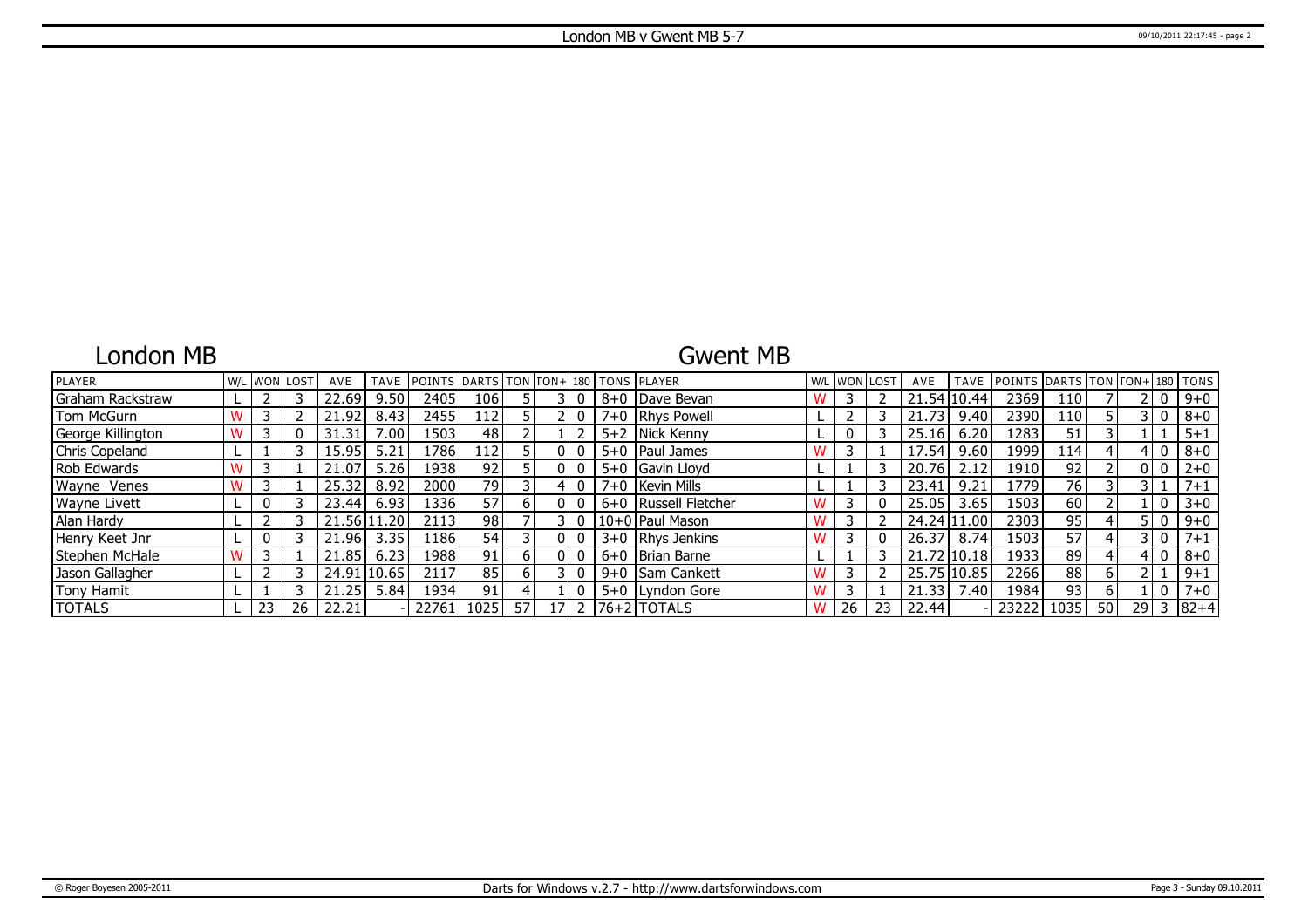# London MB v Gwent MB 5-7

## London MB

## Gwent MB

| PLAYER | W/L | WON | LOST | AVE | TAVE | POINTS | DARTS | TON | TON+ | 180 | TONS | PLAYER | W/L | WON | LOST | AVE | TAVE | POINTS | DARTS | TON | TON+ | 180 | TONS |
|---|---|---|---|---|---|---|---|---|---|---|---|---|---|---|---|---|---|---|---|---|---|---|---|
| Graham Rackstraw | L | 2 | 3 | 22.69 | 9.50 | 2405 | 106 | 5 | 3 | 0 | 8+0 | Dave Bevan | W | 3 | 2 | 21.54 | 10.44 | 2369 | 110 | 7 | 2 | 0 | 9+0 |
| Tom McGurn | W | 3 | 2 | 21.92 | 8.43 | 2455 | 112 | 5 | 2 | 0 | 7+0 | Rhys Powell | L | 2 | 3 | 21.73 | 9.40 | 2390 | 110 | 5 | 3 | 0 | 8+0 |
| George Killington | W | 3 | 0 | 31.31 | 7.00 | 1503 | 48 | 2 | 1 | 2 | 5+2 | Nick Kenny | L | 0 | 3 | 25.16 | 6.20 | 1283 | 51 | 3 | 1 | 1 | 5+1 |
| Chris Copeland | L | 1 | 3 | 15.95 | 5.21 | 1786 | 112 | 5 | 0 | 0 | 5+0 | Paul James | W | 3 | 1 | 17.54 | 9.60 | 1999 | 114 | 4 | 4 | 0 | 8+0 |
| Rob Edwards | W | 3 | 1 | 21.07 | 5.26 | 1938 | 92 | 5 | 0 | 0 | 5+0 | Gavin Lloyd | L | 1 | 3 | 20.76 | 2.12 | 1910 | 92 | 2 | 0 | 0 | 2+0 |
| Wayne Venes | W | 3 | 1 | 25.32 | 8.92 | 2000 | 79 | 3 | 4 | 0 | 7+0 | Kevin Mills | L | 1 | 3 | 23.41 | 9.21 | 1779 | 76 | 3 | 3 | 1 | 7+1 |
| Wayne Livett | L | 0 | 3 | 23.44 | 6.93 | 1336 | 57 | 6 | 0 | 0 | 6+0 | Russell Fletcher | W | 3 | 0 | 25.05 | 3.65 | 1503 | 60 | 2 | 1 | 0 | 3+0 |
| Alan Hardy | L | 2 | 3 | 21.56 | 11.20 | 2113 | 98 | 7 | 3 | 0 | 10+0 | Paul Mason | W | 3 | 2 | 24.24 | 11.00 | 2303 | 95 | 4 | 5 | 0 | 9+0 |
| Henry Keet Jnr | L | 0 | 3 | 21.96 | 3.35 | 1186 | 54 | 3 | 0 | 0 | 3+0 | Rhys Jenkins | W | 3 | 0 | 26.37 | 8.74 | 1503 | 57 | 4 | 3 | 0 | 7+1 |
| Stephen McHale | W | 3 | 1 | 21.85 | 6.23 | 1988 | 91 | 6 | 0 | 0 | 6+0 | Brian Barne | L | 1 | 3 | 21.72 | 10.18 | 1933 | 89 | 4 | 4 | 0 | 8+0 |
| Jason Gallagher | L | 2 | 3 | 24.91 | 10.65 | 2117 | 85 | 6 | 3 | 0 | 9+0 | Sam Cankett | W | 3 | 2 | 25.75 | 10.85 | 2266 | 88 | 6 | 2 | 1 | 9+1 |
| Tony Hamit | L | 1 | 3 | 21.25 | 5.84 | 1934 | 91 | 4 | 1 | 0 | 5+0 | Lyndon Gore | W | 3 | 1 | 21.33 | 7.40 | 1984 | 93 | 6 | 1 | 0 | 7+0 |
| TOTALS | L | 23 | 26 | 22.21 | - | 22761 | 1025 | 57 | 17 | 2 | 76+2 | TOTALS | W | 26 | 23 | 22.44 | - | 23222 | 1035 | 50 | 29 | 3 | 82+4 |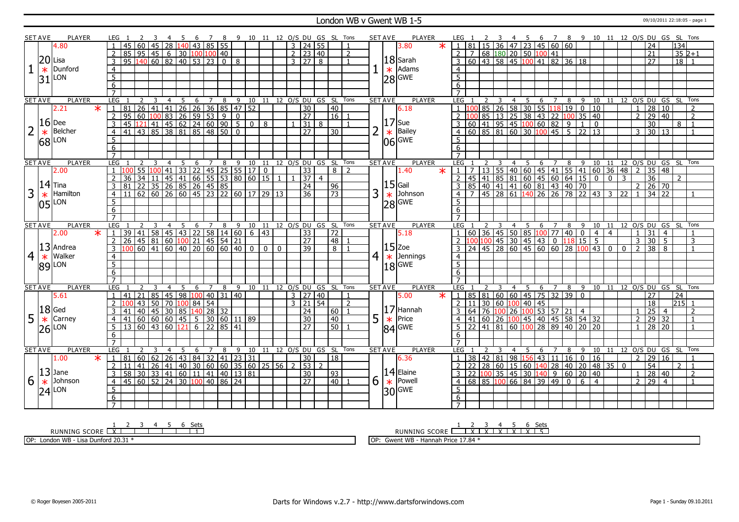# London WB v Gwent WB 1-5

09/10/2011 22:18:05 - page 1

## Set 1

| SET AVE | PLAYER | LEG | 1 | 2 | 3 | 4 | 5 | 6 | 7 | 8 | 9 | 10 | 11 | 12 | O/S | DU | GS | SL | Tons |
|---|---|---|---|---|---|---|---|---|---|---|---|---|---|---|---|---|---|---|---|
| 20.31 | 4.80 Lisa Dunford LON * | 1 | 45 | 60 | 45 | 28 | 140 | 43 | 85 | 55 | | | | | 3 | 24 | 55 | | 1 |
| | | 2 | 85 | 95 | 45 | 6 | 30 | 100 | 100 | 40 | | | | | 2 | 23 | 40 | | 2 |
| | | 3 | 95 | 140 | 60 | 82 | 40 | 53 | 23 | 0 | 8 | | | | 3 | 27 | 8 | | 1 |

| SET AVE | PLAYER | LEG | 1 | 2 | 3 | 4 | 5 | 6 | 7 | 8 | 9 | 10 | 11 | 12 | O/S | DU | GS | SL | Tons |
|---|---|---|---|---|---|---|---|---|---|---|---|---|---|---|---|---|---|---|---|
| 18.28 | 3.80 Sarah Adams GWE * | 1 | 81 | 15 | 36 | 47 | 23 | 45 | 60 | 60 | | | | | | 24 | | 134 | |
| | | 2 | 7 | 68 | 180 | 20 | 50 | 100 | 41 | | | | | | | 21 | | 35 | 2+1 |
| | | 3 | 60 | 43 | 58 | 45 | 100 | 41 | 82 | 36 | 18 | | | | | 27 | | 18 | 1 |

## Set 2

| SET AVE | PLAYER | LEG | 1 | 2 | 3 | 4 | 5 | 6 | 7 | 8 | 9 | 10 | 11 | 12 | O/S | DU | GS | SL | Tons |
|---|---|---|---|---|---|---|---|---|---|---|---|---|---|---|---|---|---|---|---|
| 16.68 | 2.21 Dee Belcher LON * | 1 | 81 | 26 | 41 | 41 | 26 | 26 | 36 | 85 | 47 | 52 | | | | 30 | | 40 | |
| | | 2 | 95 | 60 | 100 | 83 | 26 | 59 | 53 | 9 | 0 | | | | | 27 | | 16 | 1 |
| | | 3 | 45 | 121 | 41 | 45 | 62 | 24 | 60 | 90 | 5 | 0 | 8 | | 1 | 31 | 8 | | 1 |
| | | 4 | 41 | 43 | 85 | 38 | 81 | 85 | 48 | 50 | 0 | | | | | 27 | | 30 | |

| SET AVE | PLAYER | LEG | 1 | 2 | 3 | 4 | 5 | 6 | 7 | 8 | 9 | 10 | 11 | 12 | O/S | DU | GS | SL | Tons |
|---|---|---|---|---|---|---|---|---|---|---|---|---|---|---|---|---|---|---|---|
| 17.06 | 6.18 Sue Bailey GWE * | 1 | 100 | 85 | 26 | 58 | 30 | 55 | 118 | 19 | 0 | 10 | | | 1 | 28 | 10 | | 2 |
| | | 2 | 100 | 85 | 13 | 25 | 38 | 43 | 22 | 100 | 35 | 40 | | | 2 | 29 | 40 | | 2 |
| | | 3 | 60 | 41 | 95 | 45 | 100 | 60 | 82 | 9 | 1 | 0 | | | | 30 | | 8 | 1 |
| | | 4 | 60 | 85 | 81 | 60 | 30 | 100 | 45 | 5 | 22 | 13 | | | 3 | 30 | 13 | | 1 |

## Set 3

| SET AVE | PLAYER | LEG | 1 | 2 | 3 | 4 | 5 | 6 | 7 | 8 | 9 | 10 | 11 | 12 | O/S | DU | GS | SL | Tons |
|---|---|---|---|---|---|---|---|---|---|---|---|---|---|---|---|---|---|---|---|
| 14.05 | 2.00 Tina Hamilton LON * | 1 | 100 | 55 | 100 | 41 | 33 | 22 | 45 | 25 | 55 | 17 | 0 | | | 33 | | 8 | 2 |
| | | 2 | 36 | 34 | 11 | 45 | 41 | 66 | 55 | 53 | 80 | 60 | 15 | 1 | 1 | 37 | 4 | | |
| | | 3 | 81 | 22 | 35 | 26 | 85 | 26 | 45 | 85 | | | | | | 24 | | 96 | |
| | | 4 | 11 | 62 | 60 | 26 | 60 | 45 | 23 | 22 | 60 | 17 | 29 | 13 | | 36 | | 73 | |

| SET AVE | PLAYER | LEG | 1 | 2 | 3 | 4 | 5 | 6 | 7 | 8 | 9 | 10 | 11 | 12 | O/S | DU | GS | SL | Tons |
|---|---|---|---|---|---|---|---|---|---|---|---|---|---|---|---|---|---|---|---|
| 15.28 | 1.40 Gail Johnson GWE * | 1 | 7 | 13 | 55 | 40 | 60 | 45 | 41 | 55 | 41 | 60 | 36 | 48 | 2 | 35 | 48 | | |
| | | 2 | 45 | 41 | 85 | 81 | 60 | 45 | 60 | 64 | 15 | 0 | 0 | 3 | | 36 | | 2 | |
| | | 3 | 85 | 40 | 41 | 41 | 60 | 81 | 43 | 40 | 70 | | | | 2 | 26 | 70 | | |
| | | 4 | 7 | 45 | 28 | 61 | 140 | 26 | 26 | 78 | 22 | 43 | 3 | 22 | 1 | 34 | 22 | | 1 |

## Set 4

| SET AVE | PLAYER | LEG | 1 | 2 | 3 | 4 | 5 | 6 | 7 | 8 | 9 | 10 | 11 | 12 | O/S | DU | GS | SL | Tons |
|---|---|---|---|---|---|---|---|---|---|---|---|---|---|---|---|---|---|---|---|
| 13.89 | 2.00 Andrea Walker LON * | 1 | 39 | 41 | 58 | 45 | 43 | 22 | 58 | 14 | 60 | 6 | 43 | | | 33 | | 72 | |
| | | 2 | 26 | 45 | 81 | 60 | 100 | 21 | 45 | 54 | 21 | | | | | 27 | | 48 | 1 |
| | | 3 | 100 | 60 | 41 | 60 | 40 | 20 | 60 | 60 | 40 | 0 | 0 | 0 | | 39 | | 8 | 1 |

| SET AVE | PLAYER | LEG | 1 | 2 | 3 | 4 | 5 | 6 | 7 | 8 | 9 | 10 | 11 | 12 | O/S | DU | GS | SL | Tons |
|---|---|---|---|---|---|---|---|---|---|---|---|---|---|---|---|---|---|---|---|
| 15.18 | 5.18 Zoe Jennings GWE * | 1 | 60 | 36 | 45 | 50 | 85 | 100 | 77 | 40 | 0 | 4 | 4 | | 1 | 31 | 4 | | 1 |
| | | 2 | 100 | 100 | 45 | 30 | 45 | 43 | 0 | 118 | 15 | 5 | | | 3 | 30 | 5 | | 3 |
| | | 3 | 24 | 45 | 28 | 60 | 45 | 60 | 60 | 28 | 100 | 43 | 0 | 0 | 2 | 38 | 8 | | 1 |

## Set 5

| SET AVE | PLAYER | LEG | 1 | 2 | 3 | 4 | 5 | 6 | 7 | 8 | 9 | 10 | 11 | 12 | O/S | DU | GS | SL | Tons |
|---|---|---|---|---|---|---|---|---|---|---|---|---|---|---|---|---|---|---|---|
| 18.26 | 5.61 Ged Carney LON * | 1 | 41 | 21 | 85 | 45 | 98 | 100 | 40 | 31 | 40 | | | | 3 | 27 | 40 | | 1 |
| | | 2 | 100 | 43 | 50 | 70 | 100 | 84 | 54 | | | | | | 3 | 21 | 54 | | 2 |
| | | 3 | 41 | 40 | 45 | 30 | 85 | 140 | 28 | 32 | | | | | | 24 | | 60 | 1 |
| | | 4 | 41 | 60 | 60 | 60 | 45 | 5 | 30 | 60 | 11 | 89 | | | | 30 | | 40 | |
| | | 5 | 13 | 60 | 43 | 60 | 121 | 6 | 22 | 85 | 41 | | | | | 27 | | 50 | 1 |

| SET AVE | PLAYER | LEG | 1 | 2 | 3 | 4 | 5 | 6 | 7 | 8 | 9 | 10 | 11 | 12 | O/S | DU | GS | SL | Tons |
|---|---|---|---|---|---|---|---|---|---|---|---|---|---|---|---|---|---|---|---|
| 17.84 | 5.00 Hannah Price GWE * | 1 | 85 | 81 | 60 | 60 | 45 | 75 | 32 | 39 | 0 | | | | | 27 | | 24 | |
| | | 2 | 11 | 30 | 60 | 100 | 40 | 45 | | | | | | | | 18 | | 215 | 1 |
| | | 3 | 64 | 76 | 100 | 26 | 100 | 53 | 57 | 21 | 4 | | | | 1 | 25 | 4 | | 2 |
| | | 4 | 41 | 60 | 26 | 100 | 45 | 40 | 45 | 58 | 54 | 32 | | | 2 | 29 | 32 | | 1 |
| | | 5 | 22 | 41 | 81 | 60 | 100 | 28 | 89 | 40 | 20 | 20 | | | 1 | 28 | 20 | | 1 |

## Set 6

| SET AVE | PLAYER | LEG | 1 | 2 | 3 | 4 | 5 | 6 | 7 | 8 | 9 | 10 | 11 | 12 | O/S | DU | GS | SL | Tons |
|---|---|---|---|---|---|---|---|---|---|---|---|---|---|---|---|---|---|---|---|
| 13.24 | 1.00 Jane Johnson LON * | 1 | 81 | 60 | 62 | 26 | 43 | 84 | 32 | 41 | 23 | 31 | | | | 30 | | 18 | |
| | | 2 | 11 | 41 | 26 | 41 | 40 | 30 | 60 | 60 | 35 | 60 | 25 | 56 | 2 | 53 | 2 | | |
| | | 3 | 58 | 30 | 33 | 41 | 60 | 11 | 41 | 40 | 13 | 81 | | | | 30 | | 93 | |
| | | 4 | 45 | 60 | 52 | 24 | 30 | 100 | 40 | 86 | 24 | | | | | 27 | | 40 | 1 |

| SET AVE | PLAYER | LEG | 1 | 2 | 3 | 4 | 5 | 6 | 7 | 8 | 9 | 10 | 11 | 12 | O/S | DU | GS | SL | Tons |
|---|---|---|---|---|---|---|---|---|---|---|---|---|---|---|---|---|---|---|---|
| 14.30 | 6.36 Elaine Powell GWE * | 1 | 38 | 42 | 81 | 98 | 156 | 43 | 11 | 16 | 0 | 16 | | | 2 | 29 | 16 | | 1 |
| | | 2 | 22 | 28 | 60 | 15 | 60 | 140 | 28 | 40 | 20 | 48 | 35 | 0 | | 54 | | 2 | 1 |
| | | 3 | 22 | 100 | 35 | 45 | 30 | 140 | 9 | 60 | 20 | 40 | | | 1 | 28 | 40 | | 2 |
| | | 4 | 68 | 85 | 100 | 66 | 84 | 39 | 49 | 0 | 6 | 4 | | | 2 | 29 | 4 | | 1 |

## Running Score

| RUNNING SCORE | 1 | 2 | 3 | 4 | 5 | 6 | Sets |
|---|---|---|---|---|---|---|---|
| London WB | X | | | | | | 1 |
| Gwent WB | | X | X | X | X | X | 5 |

OP: London WB - Lisa Dunford 20.31 *

OP: Gwent WB - Hannah Price 17.84 *

© Roger Boyesen 2005-2011 — Darts for Windows v.2.7 - http://www.dartsforwindows.com — Page 1 - Sunday 09.10.2011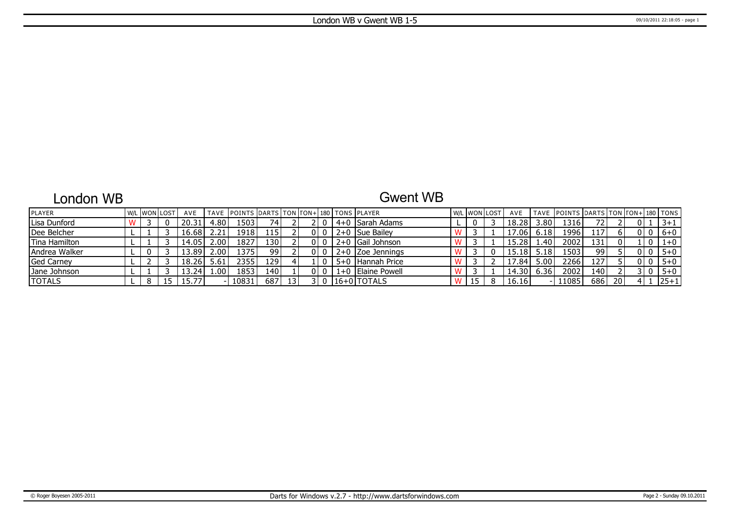# London WB v Gwent WB 1-5

## London WB

## Gwent WB

| PLAYER | W/L | WON | LOST | AVE | TAVE | POINTS | DARTS | TON | TON+ | 180 | TONS | PLAYER | W/L | WON | LOST | AVE | TAVE | POINTS | DARTS | TON | TON+ | 180 | TONS |
|---|---|---|---|---|---|---|---|---|---|---|---|---|---|---|---|---|---|---|---|---|---|---|---|
| Lisa Dunford | W | 3 | 0 | 20.31 | 4.80 | 1503 | 74 | 2 | 2 | 0 | 4+0 | Sarah Adams | L | 0 | 3 | 18.28 | 3.80 | 1316 | 72 | 2 | 0 | 1 | 3+1 |
| Dee Belcher | L | 1 | 3 | 16.68 | 2.21 | 1918 | 115 | 2 | 0 | 0 | 2+0 | Sue Bailey | W | 3 | 1 | 17.06 | 6.18 | 1996 | 117 | 6 | 0 | 0 | 6+0 |
| Tina Hamilton | L | 1 | 3 | 14.05 | 2.00 | 1827 | 130 | 2 | 0 | 0 | 2+0 | Gail Johnson | W | 3 | 1 | 15.28 | 1.40 | 2002 | 131 | 0 | 1 | 0 | 1+0 |
| Andrea Walker | L | 0 | 3 | 13.89 | 2.00 | 1375 | 99 | 2 | 0 | 0 | 2+0 | Zoe Jennings | W | 3 | 0 | 15.18 | 5.18 | 1503 | 99 | 5 | 0 | 0 | 5+0 |
| Ged Carney | L | 2 | 3 | 18.26 | 5.61 | 2355 | 129 | 4 | 1 | 0 | 5+0 | Hannah Price | W | 3 | 2 | 17.84 | 5.00 | 2266 | 127 | 5 | 0 | 0 | 5+0 |
| Jane Johnson | L | 1 | 3 | 13.24 | 1.00 | 1853 | 140 | 1 | 0 | 0 | 1+0 | Elaine Powell | W | 3 | 1 | 14.30 | 6.36 | 2002 | 140 | 2 | 3 | 0 | 5+0 |
| TOTALS | L | 8 | 15 | 15.77 | - | 10831 | 687 | 13 | 3 | 0 | 16+0 | TOTALS | W | 15 | 8 | 16.16 | - | 11085 | 686 | 20 | 4 | 1 | 25+1 |